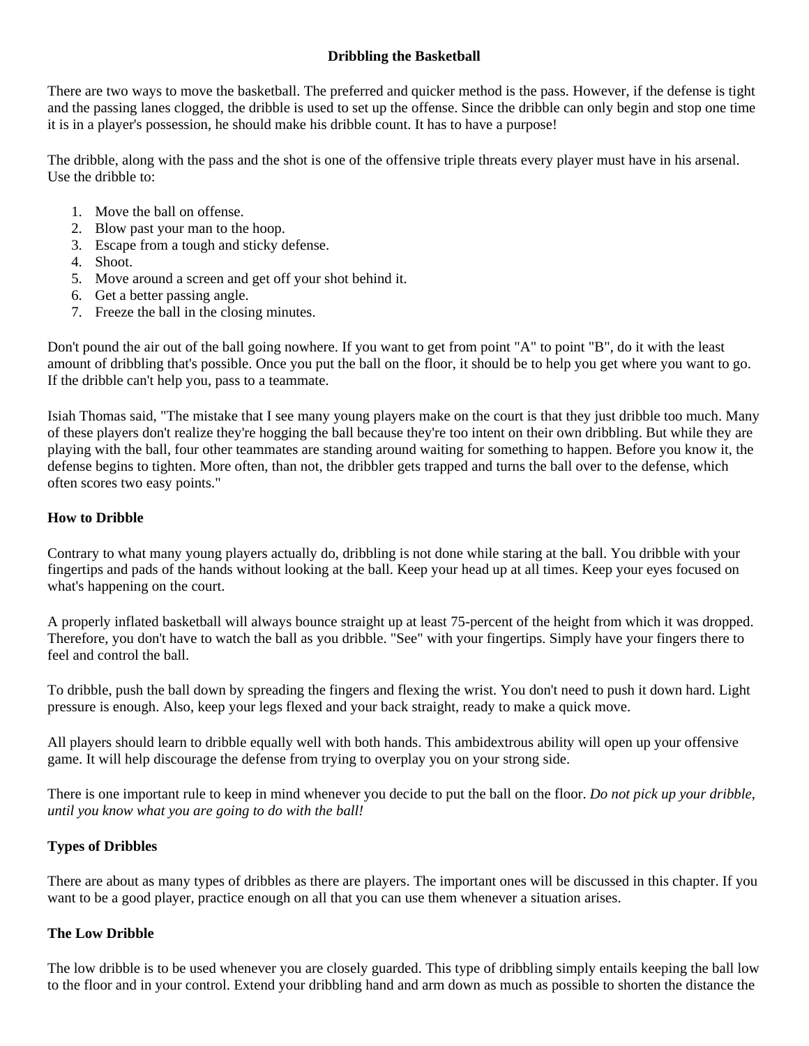# Dribbling the Basketball

There are two ways to move the basketball. The preferred and quicker method is the pass. However, if the defense is tight and the passing lanes clogged, the dribble is used to set up the offense. Since the dribble can only begin and stop one time it is in a player's possession, he should make his dribble count. It has to have a purpose!

The dribble, along with the pass and the shot is one of the offensive triple threats every player must have in his arsenal. Use the dribble to:

1. Move the ball on offense.
2. Blow past your man to the hoop.
3. Escape from a tough and sticky defense.
4. Shoot.
5. Move around a screen and get off your shot behind it.
6. Get a better passing angle.
7. Freeze the ball in the closing minutes.

Don't pound the air out of the ball going nowhere. If you want to get from point "A" to point "B", do it with the least amount of dribbling that's possible. Once you put the ball on the floor, it should be to help you get where you want to go. If the dribble can't help you, pass to a teammate.

Isiah Thomas said, "The mistake that I see many young players make on the court is that they just dribble too much. Many of these players don't realize they're hogging the ball because they're too intent on their own dribbling. But while they are playing with the ball, four other teammates are standing around waiting for something to happen. Before you know it, the defense begins to tighten. More often, than not, the dribbler gets trapped and turns the ball over to the defense, which often scores two easy points."

### How to Dribble

Contrary to what many young players actually do, dribbling is not done while staring at the ball. You dribble with your fingertips and pads of the hands without looking at the ball. Keep your head up at all times. Keep your eyes focused on what's happening on the court.

A properly inflated basketball will always bounce straight up at least 75-percent of the height from which it was dropped. Therefore, you don't have to watch the ball as you dribble. "See" with your fingertips. Simply have your fingers there to feel and control the ball.

To dribble, push the ball down by spreading the fingers and flexing the wrist. You don't need to push it down hard. Light pressure is enough. Also, keep your legs flexed and your back straight, ready to make a quick move.

All players should learn to dribble equally well with both hands. This ambidextrous ability will open up your offensive game. It will help discourage the defense from trying to overplay you on your strong side.

There is one important rule to keep in mind whenever you decide to put the ball on the floor. *Do not pick up your dribble, until you know what you are going to do with the ball!*

### Types of Dribbles

There are about as many types of dribbles as there are players. The important ones will be discussed in this chapter. If you want to be a good player, practice enough on all that you can use them whenever a situation arises.

### The Low Dribble

The low dribble is to be used whenever you are closely guarded. This type of dribbling simply entails keeping the ball low to the floor and in your control. Extend your dribbling hand and arm down as much as possible to shorten the distance the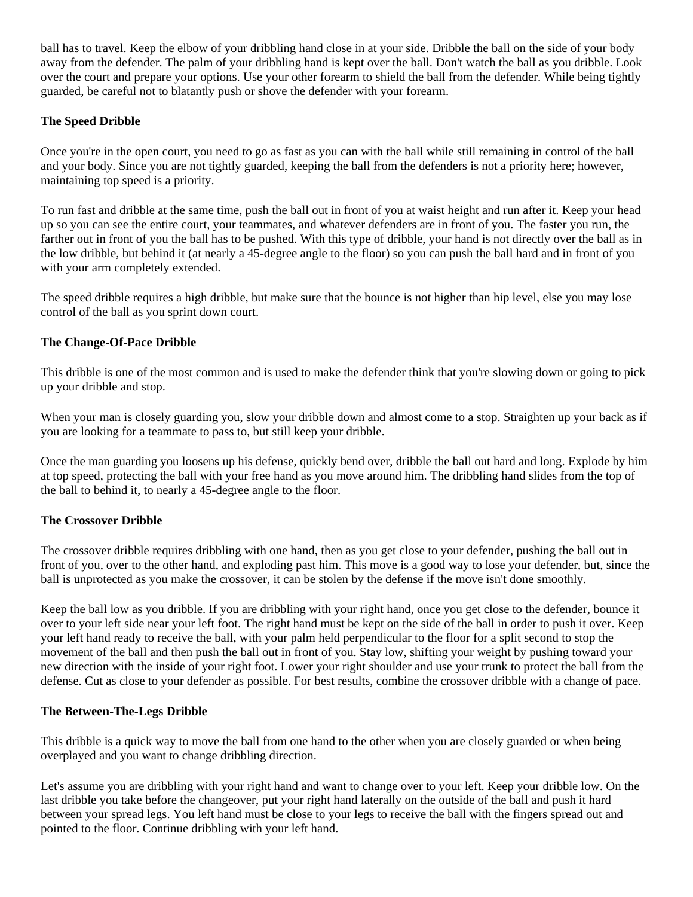ball has to travel. Keep the elbow of your dribbling hand close in at your side. Dribble the ball on the side of your body away from the defender. The palm of your dribbling hand is kept over the ball. Don't watch the ball as you dribble. Look over the court and prepare your options. Use your other forearm to shield the ball from the defender. While being tightly guarded, be careful not to blatantly push or shove the defender with your forearm.

**The Speed Dribble**

Once you're in the open court, you need to go as fast as you can with the ball while still remaining in control of the ball and your body. Since you are not tightly guarded, keeping the ball from the defenders is not a priority here; however, maintaining top speed is a priority.

To run fast and dribble at the same time, push the ball out in front of you at waist height and run after it. Keep your head up so you can see the entire court, your teammates, and whatever defenders are in front of you. The faster you run, the farther out in front of you the ball has to be pushed. With this type of dribble, your hand is not directly over the ball as in the low dribble, but behind it (at nearly a 45-degree angle to the floor) so you can push the ball hard and in front of you with your arm completely extended.

The speed dribble requires a high dribble, but make sure that the bounce is not higher than hip level, else you may lose control of the ball as you sprint down court.

**The Change-Of-Pace Dribble**

This dribble is one of the most common and is used to make the defender think that you're slowing down or going to pick up your dribble and stop.

When your man is closely guarding you, slow your dribble down and almost come to a stop. Straighten up your back as if you are looking for a teammate to pass to, but still keep your dribble.

Once the man guarding you loosens up his defense, quickly bend over, dribble the ball out hard and long. Explode by him at top speed, protecting the ball with your free hand as you move around him. The dribbling hand slides from the top of the ball to behind it, to nearly a 45-degree angle to the floor.

**The Crossover Dribble**

The crossover dribble requires dribbling with one hand, then as you get close to your defender, pushing the ball out in front of you, over to the other hand, and exploding past him. This move is a good way to lose your defender, but, since the ball is unprotected as you make the crossover, it can be stolen by the defense if the move isn't done smoothly.

Keep the ball low as you dribble. If you are dribbling with your right hand, once you get close to the defender, bounce it over to your left side near your left foot. The right hand must be kept on the side of the ball in order to push it over. Keep your left hand ready to receive the ball, with your palm held perpendicular to the floor for a split second to stop the movement of the ball and then push the ball out in front of you. Stay low, shifting your weight by pushing toward your new direction with the inside of your right foot. Lower your right shoulder and use your trunk to protect the ball from the defense. Cut as close to your defender as possible. For best results, combine the crossover dribble with a change of pace.

**The Between-The-Legs Dribble**

This dribble is a quick way to move the ball from one hand to the other when you are closely guarded or when being overplayed and you want to change dribbling direction.

Let's assume you are dribbling with your right hand and want to change over to your left. Keep your dribble low. On the last dribble you take before the changeover, put your right hand laterally on the outside of the ball and push it hard between your spread legs. You left hand must be close to your legs to receive the ball with the fingers spread out and pointed to the floor. Continue dribbling with your left hand.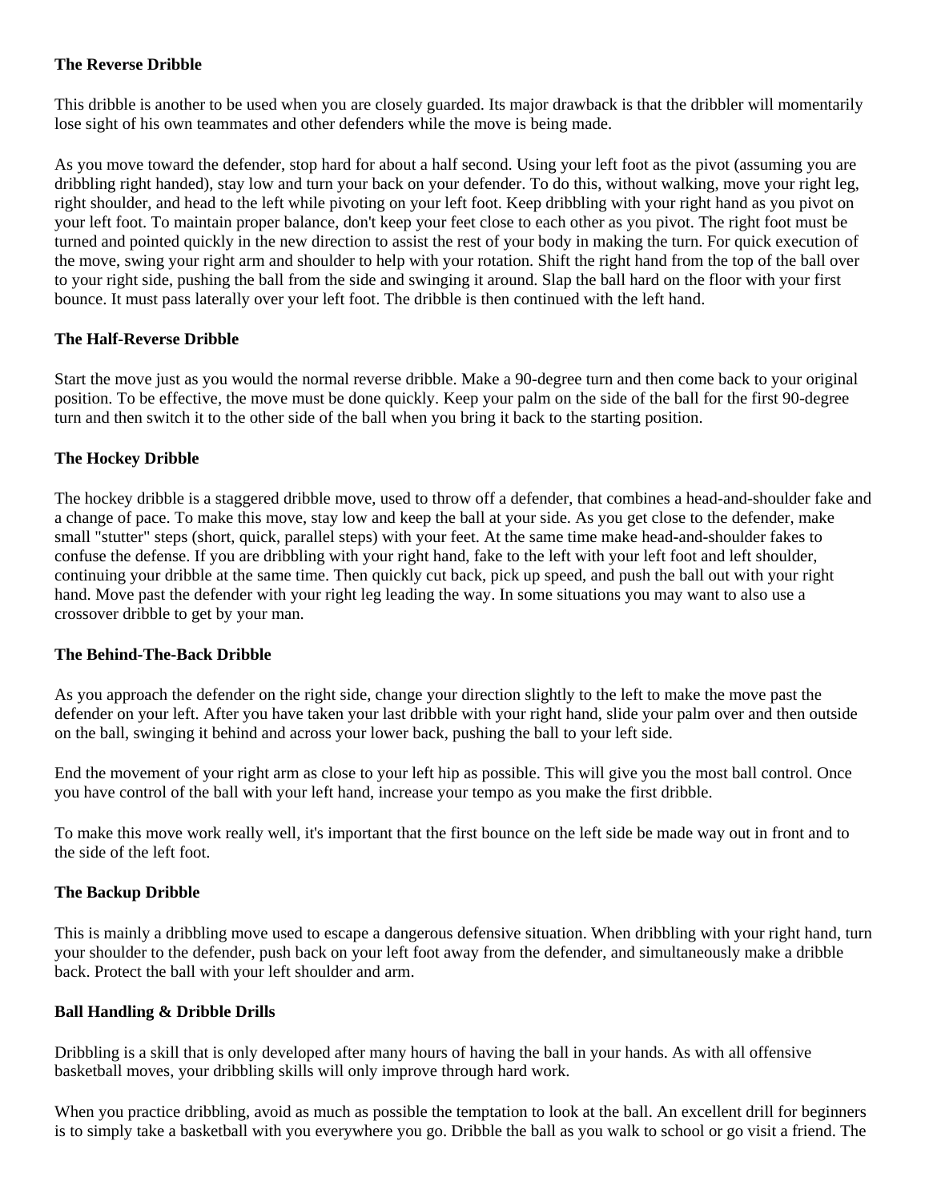**The Reverse Dribble**

This dribble is another to be used when you are closely guarded. Its major drawback is that the dribbler will momentarily lose sight of his own teammates and other defenders while the move is being made.

As you move toward the defender, stop hard for about a half second. Using your left foot as the pivot (assuming you are dribbling right handed), stay low and turn your back on your defender. To do this, without walking, move your right leg, right shoulder, and head to the left while pivoting on your left foot. Keep dribbling with your right hand as you pivot on your left foot. To maintain proper balance, don't keep your feet close to each other as you pivot. The right foot must be turned and pointed quickly in the new direction to assist the rest of your body in making the turn. For quick execution of the move, swing your right arm and shoulder to help with your rotation. Shift the right hand from the top of the ball over to your right side, pushing the ball from the side and swinging it around. Slap the ball hard on the floor with your first bounce. It must pass laterally over your left foot. The dribble is then continued with the left hand.

**The Half-Reverse Dribble**

Start the move just as you would the normal reverse dribble. Make a 90-degree turn and then come back to your original position. To be effective, the move must be done quickly. Keep your palm on the side of the ball for the first 90-degree turn and then switch it to the other side of the ball when you bring it back to the starting position.

**The Hockey Dribble**

The hockey dribble is a staggered dribble move, used to throw off a defender, that combines a head-and-shoulder fake and a change of pace. To make this move, stay low and keep the ball at your side. As you get close to the defender, make small "stutter" steps (short, quick, parallel steps) with your feet. At the same time make head-and-shoulder fakes to confuse the defense. If you are dribbling with your right hand, fake to the left with your left foot and left shoulder, continuing your dribble at the same time. Then quickly cut back, pick up speed, and push the ball out with your right hand. Move past the defender with your right leg leading the way. In some situations you may want to also use a crossover dribble to get by your man.

**The Behind-The-Back Dribble**

As you approach the defender on the right side, change your direction slightly to the left to make the move past the defender on your left. After you have taken your last dribble with your right hand, slide your palm over and then outside on the ball, swinging it behind and across your lower back, pushing the ball to your left side.

End the movement of your right arm as close to your left hip as possible. This will give you the most ball control. Once you have control of the ball with your left hand, increase your tempo as you make the first dribble.

To make this move work really well, it's important that the first bounce on the left side be made way out in front and to the side of the left foot.

**The Backup Dribble**

This is mainly a dribbling move used to escape a dangerous defensive situation. When dribbling with your right hand, turn your shoulder to the defender, push back on your left foot away from the defender, and simultaneously make a dribble back. Protect the ball with your left shoulder and arm.

**Ball Handling & Dribble Drills**

Dribbling is a skill that is only developed after many hours of having the ball in your hands. As with all offensive basketball moves, your dribbling skills will only improve through hard work.

When you practice dribbling, avoid as much as possible the temptation to look at the ball. An excellent drill for beginners is to simply take a basketball with you everywhere you go. Dribble the ball as you walk to school or go visit a friend. The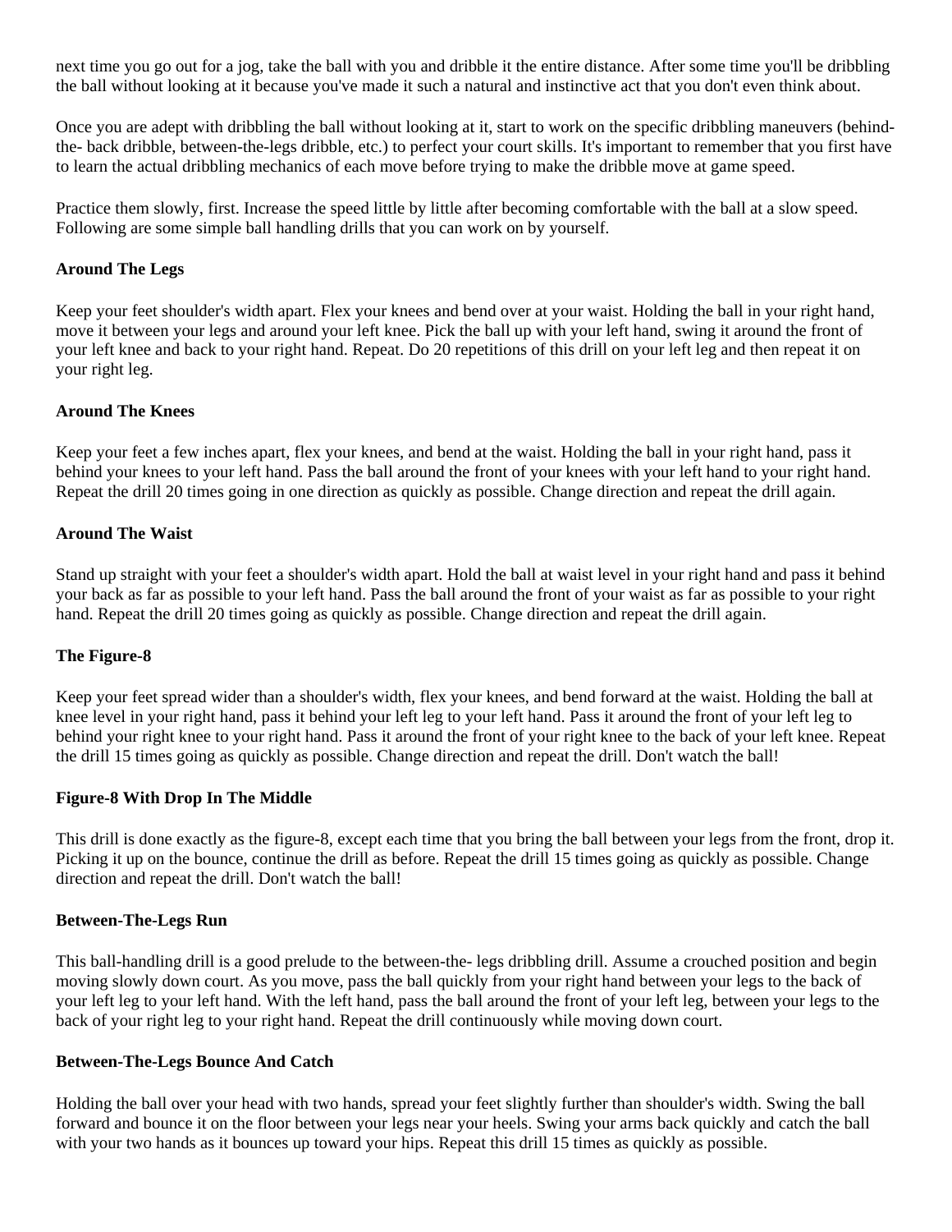next time you go out for a jog, take the ball with you and dribble it the entire distance. After some time you'll be dribbling the ball without looking at it because you've made it such a natural and instinctive act that you don't even think about.

Once you are adept with dribbling the ball without looking at it, start to work on the specific dribbling maneuvers (behind-the- back dribble, between-the-legs dribble, etc.) to perfect your court skills. It's important to remember that you first have to learn the actual dribbling mechanics of each move before trying to make the dribble move at game speed.

Practice them slowly, first. Increase the speed little by little after becoming comfortable with the ball at a slow speed. Following are some simple ball handling drills that you can work on by yourself.

### Around The Legs

Keep your feet shoulder's width apart. Flex your knees and bend over at your waist. Holding the ball in your right hand, move it between your legs and around your left knee. Pick the ball up with your left hand, swing it around the front of your left knee and back to your right hand. Repeat. Do 20 repetitions of this drill on your left leg and then repeat it on your right leg.

### Around The Knees

Keep your feet a few inches apart, flex your knees, and bend at the waist. Holding the ball in your right hand, pass it behind your knees to your left hand. Pass the ball around the front of your knees with your left hand to your right hand. Repeat the drill 20 times going in one direction as quickly as possible. Change direction and repeat the drill again.

### Around The Waist

Stand up straight with your feet a shoulder's width apart. Hold the ball at waist level in your right hand and pass it behind your back as far as possible to your left hand. Pass the ball around the front of your waist as far as possible to your right hand. Repeat the drill 20 times going as quickly as possible. Change direction and repeat the drill again.

### The Figure-8

Keep your feet spread wider than a shoulder's width, flex your knees, and bend forward at the waist. Holding the ball at knee level in your right hand, pass it behind your left leg to your left hand. Pass it around the front of your left leg to behind your right knee to your right hand. Pass it around the front of your right knee to the back of your left knee. Repeat the drill 15 times going as quickly as possible. Change direction and repeat the drill. Don't watch the ball!

### Figure-8 With Drop In The Middle

This drill is done exactly as the figure-8, except each time that you bring the ball between your legs from the front, drop it. Picking it up on the bounce, continue the drill as before. Repeat the drill 15 times going as quickly as possible. Change direction and repeat the drill. Don't watch the ball!

### Between-The-Legs Run

This ball-handling drill is a good prelude to the between-the- legs dribbling drill. Assume a crouched position and begin moving slowly down court. As you move, pass the ball quickly from your right hand between your legs to the back of your left leg to your left hand. With the left hand, pass the ball around the front of your left leg, between your legs to the back of your right leg to your right hand. Repeat the drill continuously while moving down court.

### Between-The-Legs Bounce And Catch

Holding the ball over your head with two hands, spread your feet slightly further than shoulder's width. Swing the ball forward and bounce it on the floor between your legs near your heels. Swing your arms back quickly and catch the ball with your two hands as it bounces up toward your hips. Repeat this drill 15 times as quickly as possible.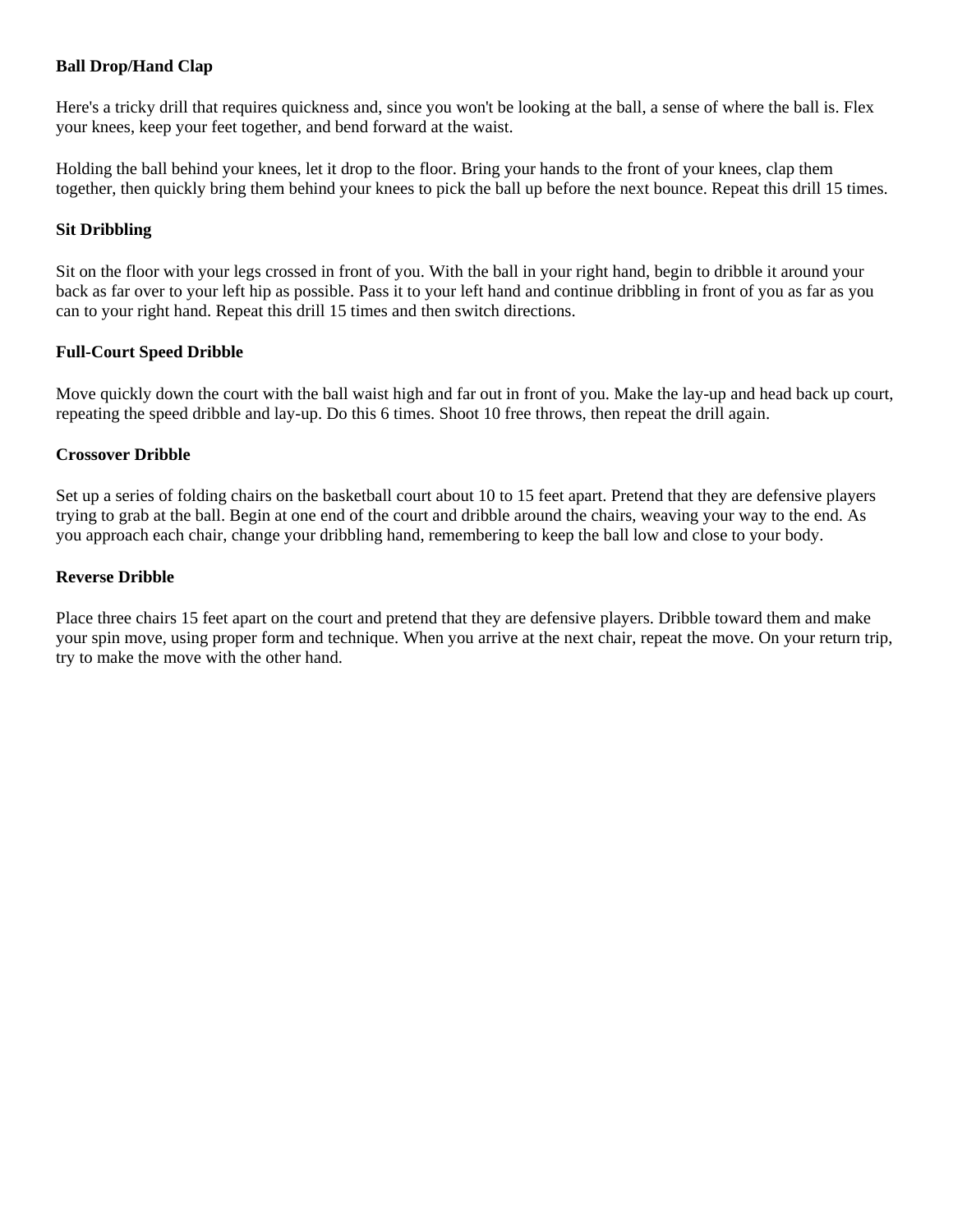**Ball Drop/Hand Clap**

Here's a tricky drill that requires quickness and, since you won't be looking at the ball, a sense of where the ball is. Flex your knees, keep your feet together, and bend forward at the waist.

Holding the ball behind your knees, let it drop to the floor. Bring your hands to the front of your knees, clap them together, then quickly bring them behind your knees to pick the ball up before the next bounce. Repeat this drill 15 times.

**Sit Dribbling**

Sit on the floor with your legs crossed in front of you. With the ball in your right hand, begin to dribble it around your back as far over to your left hip as possible. Pass it to your left hand and continue dribbling in front of you as far as you can to your right hand. Repeat this drill 15 times and then switch directions.

**Full-Court Speed Dribble**

Move quickly down the court with the ball waist high and far out in front of you. Make the lay-up and head back up court, repeating the speed dribble and lay-up. Do this 6 times. Shoot 10 free throws, then repeat the drill again.

**Crossover Dribble**

Set up a series of folding chairs on the basketball court about 10 to 15 feet apart. Pretend that they are defensive players trying to grab at the ball. Begin at one end of the court and dribble around the chairs, weaving your way to the end. As you approach each chair, change your dribbling hand, remembering to keep the ball low and close to your body.

**Reverse Dribble**

Place three chairs 15 feet apart on the court and pretend that they are defensive players. Dribble toward them and make your spin move, using proper form and technique. When you arrive at the next chair, repeat the move. On your return trip, try to make the move with the other hand.